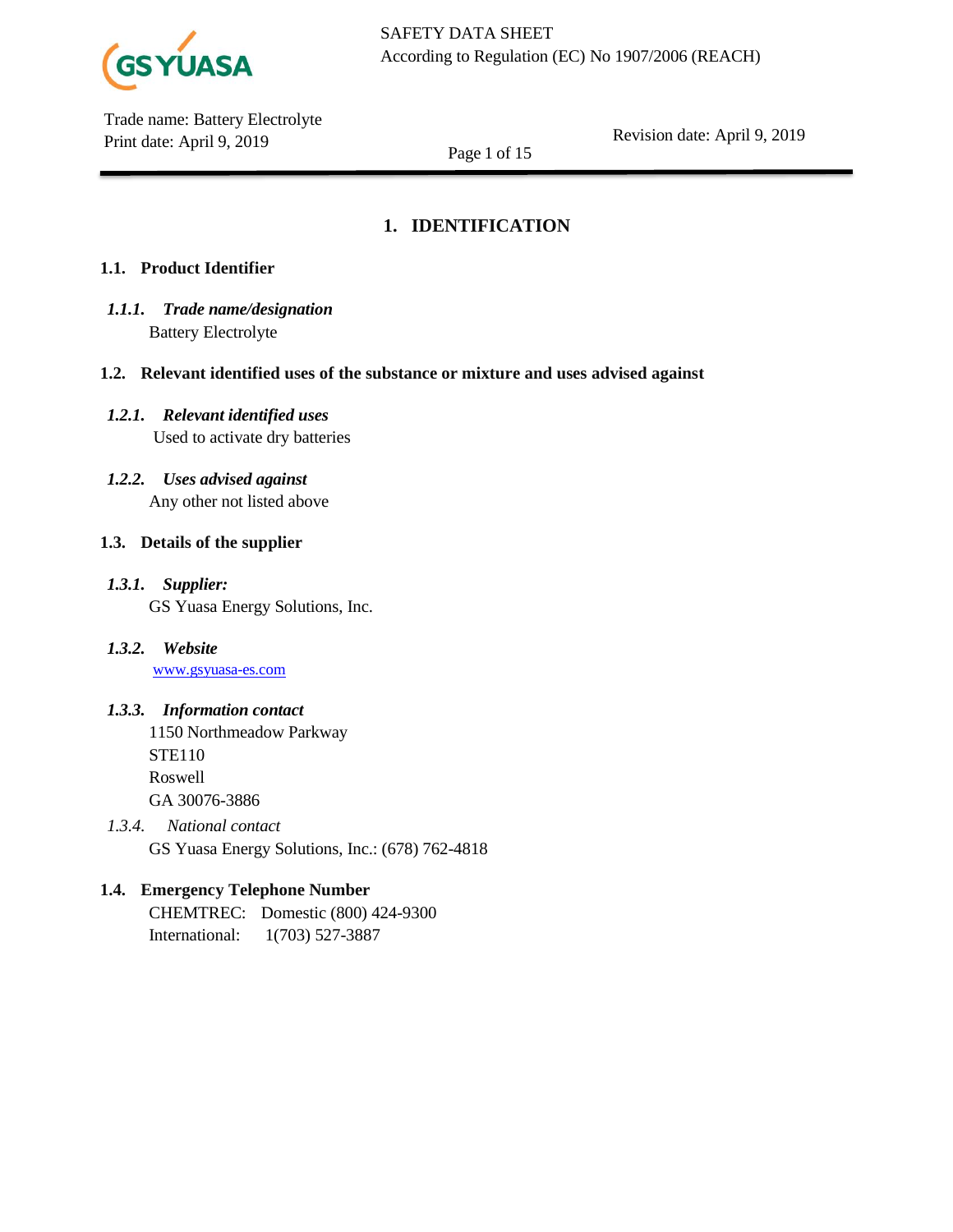SAFETY DATA SHEET
According to Regulation (EC) No 1907/2006 (REACH)

Trade name: Battery Electrolyte
Print date: April 9, 2019

Revision date: April 9, 2019

# 1. IDENTIFICATION

## 1.1. Product Identifier

### *1.1.1. Trade name/designation*

Battery Electrolyte

## 1.2. Relevant identified uses of the substance or mixture and uses advised against

### *1.2.1. Relevant identified uses*

Used to activate dry batteries

### *1.2.2. Uses advised against*

Any other not listed above

## 1.3. Details of the supplier

### *1.3.1. Supplier:*

GS Yuasa Energy Solutions, Inc.

### *1.3.2. Website*

www.gsyuasa-es.com

### *1.3.3. Information contact*

1150 Northmeadow Parkway
STE110
Roswell
GA 30076-3886

### *1.3.4. National contact*

GS Yuasa Energy Solutions, Inc.: (678) 762-4818

## 1.4. Emergency Telephone Number

CHEMTREC: Domestic (800) 424-9300
International: 1(703) 527-3887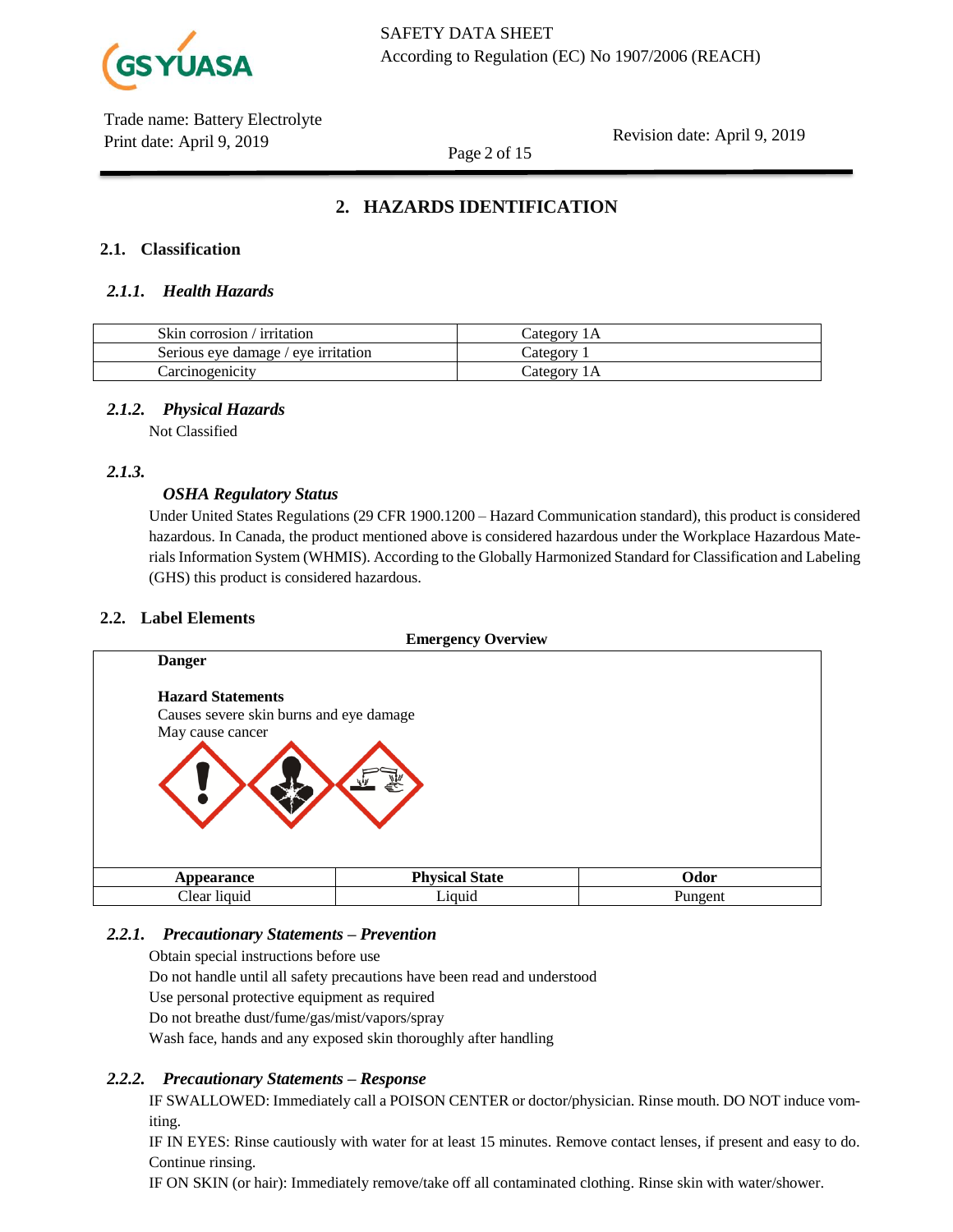## 2. HAZARDS IDENTIFICATION

### 2.1. Classification

#### *2.1.1. Health Hazards*

| Hazard | Category |
| --- | --- |
| Skin corrosion / irritation | Category 1A |
| Serious eye damage / eye irritation | Category 1 |
| Carcinogenicity | Category 1A |

#### *2.1.2. Physical Hazards*

Not Classified

#### *2.1.3. OSHA Regulatory Status*

Under United States Regulations (29 CFR 1900.1200 – Hazard Communication standard), this product is considered hazardous. In Canada, the product mentioned above is considered hazardous under the Workplace Hazardous Materials Information System (WHMIS). According to the Globally Harmonized Standard for Classification and Labeling (GHS) this product is considered hazardous.

### 2.2. Label Elements

**Emergency Overview**

**Danger**

**Hazard Statements**

Causes severe skin burns and eye damage

May cause cancer

| Appearance | Physical State | Odor |
| --- | --- | --- |
| Clear liquid | Liquid | Pungent |

#### *2.2.1. Precautionary Statements – Prevention*

Obtain special instructions before use

Do not handle until all safety precautions have been read and understood

Use personal protective equipment as required

Do not breathe dust/fume/gas/mist/vapors/spray

Wash face, hands and any exposed skin thoroughly after handling

#### *2.2.2. Precautionary Statements – Response*

IF SWALLOWED: Immediately call a POISON CENTER or doctor/physician. Rinse mouth. DO NOT induce vomiting.

IF IN EYES: Rinse cautiously with water for at least 15 minutes. Remove contact lenses, if present and easy to do. Continue rinsing.

IF ON SKIN (or hair): Immediately remove/take off all contaminated clothing. Rinse skin with water/shower.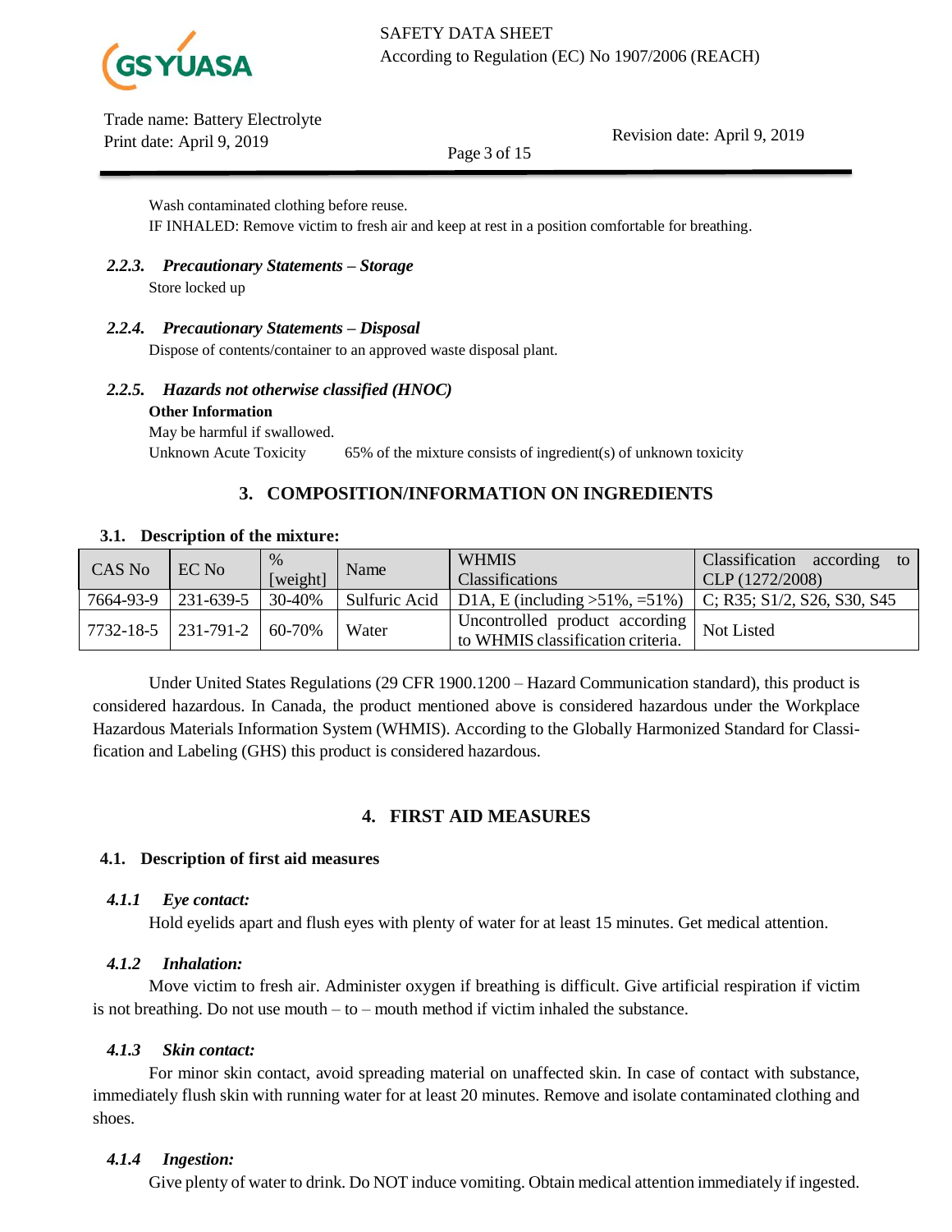Wash contaminated clothing before reuse.
IF INHALED: Remove victim to fresh air and keep at rest in a position comfortable for breathing.

#### *2.2.3. Precautionary Statements – Storage*

Store locked up

#### *2.2.4. Precautionary Statements – Disposal*

Dispose of contents/container to an approved waste disposal plant.

#### *2.2.5. Hazards not otherwise classified (HNOC)*

**Other Information**

May be harmful if swallowed.

Unknown Acute Toxicity 65% of the mixture consists of ingredient(s) of unknown toxicity

## 3. COMPOSITION/INFORMATION ON INGREDIENTS

### 3.1. Description of the mixture:

| CAS No | EC No | % [weight] | Name | WHMIS Classifications | Classification according to CLP (1272/2008) |
|---|---|---|---|---|---|
| 7664-93-9 | 231-639-5 | 30-40% | Sulfuric Acid | D1A, E (including >51%, =51%) | C; R35; S1/2, S26, S30, S45 |
| 7732-18-5 | 231-791-2 | 60-70% | Water | Uncontrolled product according to WHMIS classification criteria. | Not Listed |

Under United States Regulations (29 CFR 1900.1200 – Hazard Communication standard), this product is considered hazardous. In Canada, the product mentioned above is considered hazardous under the Workplace Hazardous Materials Information System (WHMIS). According to the Globally Harmonized Standard for Classification and Labeling (GHS) this product is considered hazardous.

## 4. FIRST AID MEASURES

### 4.1. Description of first aid measures

#### *4.1.1 Eye contact:*

Hold eyelids apart and flush eyes with plenty of water for at least 15 minutes. Get medical attention.

#### *4.1.2 Inhalation:*

Move victim to fresh air. Administer oxygen if breathing is difficult. Give artificial respiration if victim is not breathing. Do not use mouth – to – mouth method if victim inhaled the substance.

#### *4.1.3 Skin contact:*

For minor skin contact, avoid spreading material on unaffected skin. In case of contact with substance, immediately flush skin with running water for at least 20 minutes. Remove and isolate contaminated clothing and shoes.

#### *4.1.4 Ingestion:*

Give plenty of water to drink. Do NOT induce vomiting. Obtain medical attention immediately if ingested.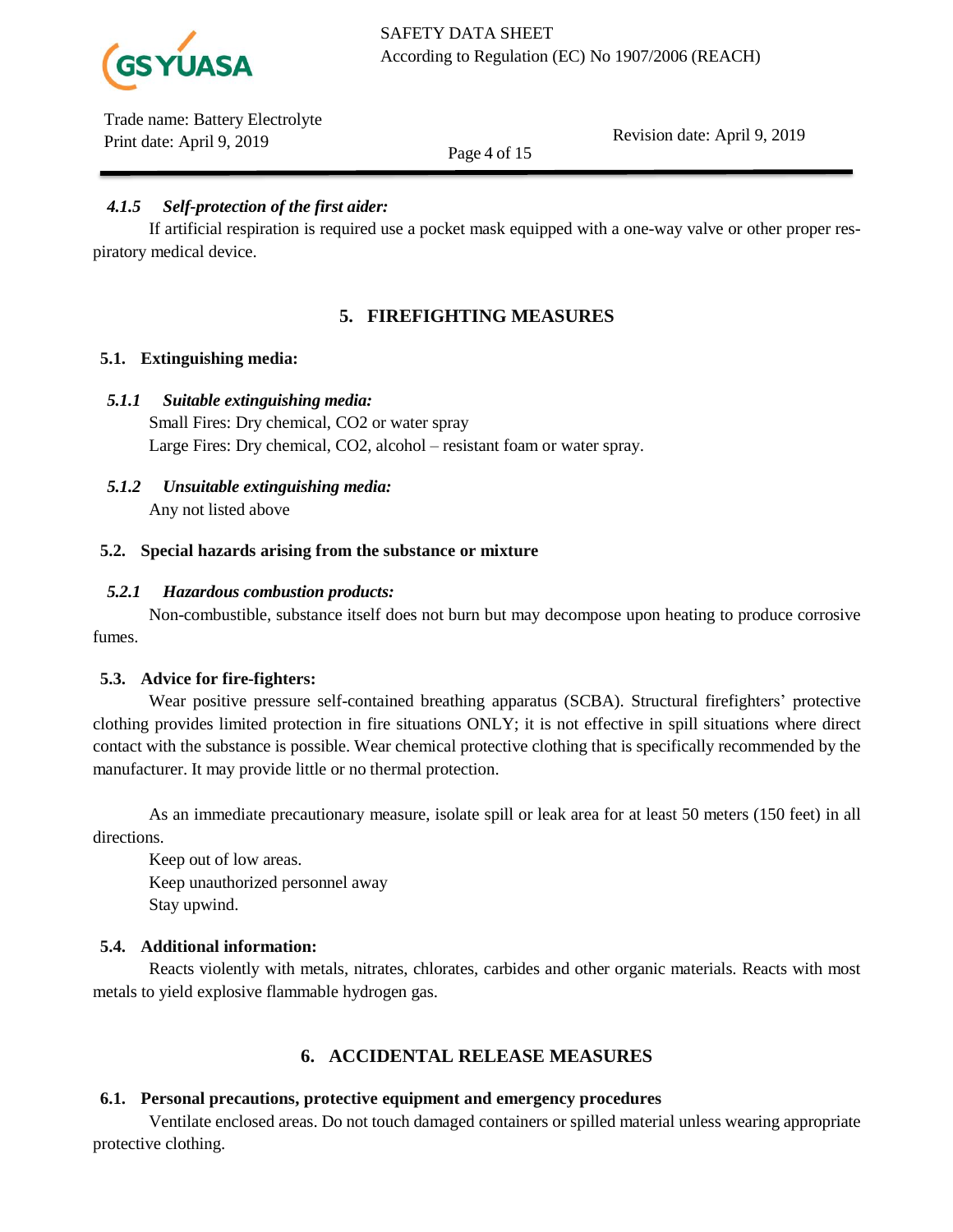#### *4.1.5 Self-protection of the first aider:*

If artificial respiration is required use a pocket mask equipped with a one-way valve or other proper respiratory medical device.

## 5. FIREFIGHTING MEASURES

### 5.1. Extinguishing media:

#### *5.1.1 Suitable extinguishing media:*

Small Fires: Dry chemical, $CO_2$ or water spray

Large Fires: Dry chemical, $CO_2$, alcohol – resistant foam or water spray.

#### *5.1.2 Unsuitable extinguishing media:*

Any not listed above

### 5.2. Special hazards arising from the substance or mixture

#### *5.2.1 Hazardous combustion products:*

Non-combustible, substance itself does not burn but may decompose upon heating to produce corrosive fumes.

### 5.3. Advice for fire-fighters:

Wear positive pressure self-contained breathing apparatus (SCBA). Structural firefighters' protective clothing provides limited protection in fire situations ONLY; it is not effective in spill situations where direct contact with the substance is possible. Wear chemical protective clothing that is specifically recommended by the manufacturer. It may provide little or no thermal protection.

As an immediate precautionary measure, isolate spill or leak area for at least 50 meters (150 feet) in all directions.

Keep out of low areas.

Keep unauthorized personnel away

Stay upwind.

### 5.4. Additional information:

Reacts violently with metals, nitrates, chlorates, carbides and other organic materials. Reacts with most metals to yield explosive flammable hydrogen gas.

## 6. ACCIDENTAL RELEASE MEASURES

### 6.1. Personal precautions, protective equipment and emergency procedures

Ventilate enclosed areas. Do not touch damaged containers or spilled material unless wearing appropriate protective clothing.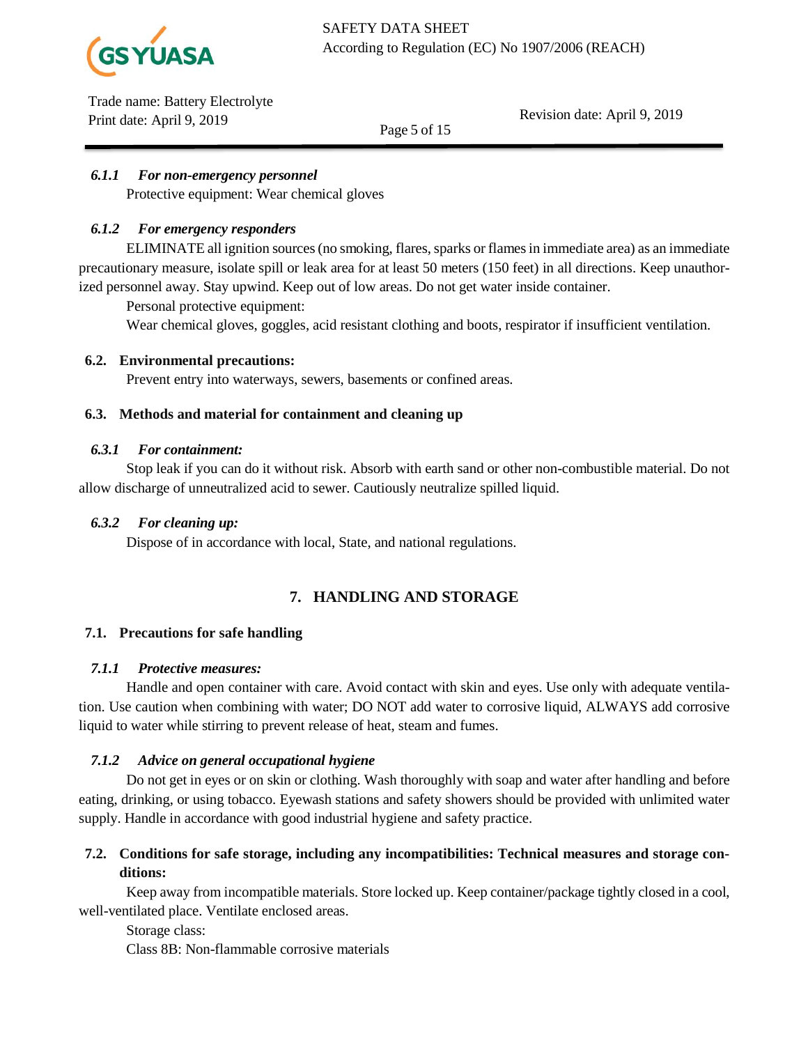#### *6.1.1 For non-emergency personnel*

Protective equipment: Wear chemical gloves

#### *6.1.2 For emergency responders*

ELIMINATE all ignition sources (no smoking, flares, sparks or flames in immediate area) as an immediate precautionary measure, isolate spill or leak area for at least 50 meters (150 feet) in all directions. Keep unauthorized personnel away. Stay upwind. Keep out of low areas. Do not get water inside container.

Personal protective equipment:

Wear chemical gloves, goggles, acid resistant clothing and boots, respirator if insufficient ventilation.

### 6.2. Environmental precautions:

Prevent entry into waterways, sewers, basements or confined areas.

### 6.3. Methods and material for containment and cleaning up

#### *6.3.1 For containment:*

Stop leak if you can do it without risk. Absorb with earth sand or other non-combustible material. Do not allow discharge of unneutralized acid to sewer. Cautiously neutralize spilled liquid.

#### *6.3.2 For cleaning up:*

Dispose of in accordance with local, State, and national regulations.

## 7. HANDLING AND STORAGE

### 7.1. Precautions for safe handling

#### *7.1.1 Protective measures:*

Handle and open container with care. Avoid contact with skin and eyes. Use only with adequate ventilation. Use caution when combining with water; DO NOT add water to corrosive liquid, ALWAYS add corrosive liquid to water while stirring to prevent release of heat, steam and fumes.

#### *7.1.2 Advice on general occupational hygiene*

Do not get in eyes or on skin or clothing. Wash thoroughly with soap and water after handling and before eating, drinking, or using tobacco. Eyewash stations and safety showers should be provided with unlimited water supply. Handle in accordance with good industrial hygiene and safety practice.

### 7.2. Conditions for safe storage, including any incompatibilities: Technical measures and storage conditions:

Keep away from incompatible materials. Store locked up. Keep container/package tightly closed in a cool, well-ventilated place. Ventilate enclosed areas.

Storage class:

Class 8B: Non-flammable corrosive materials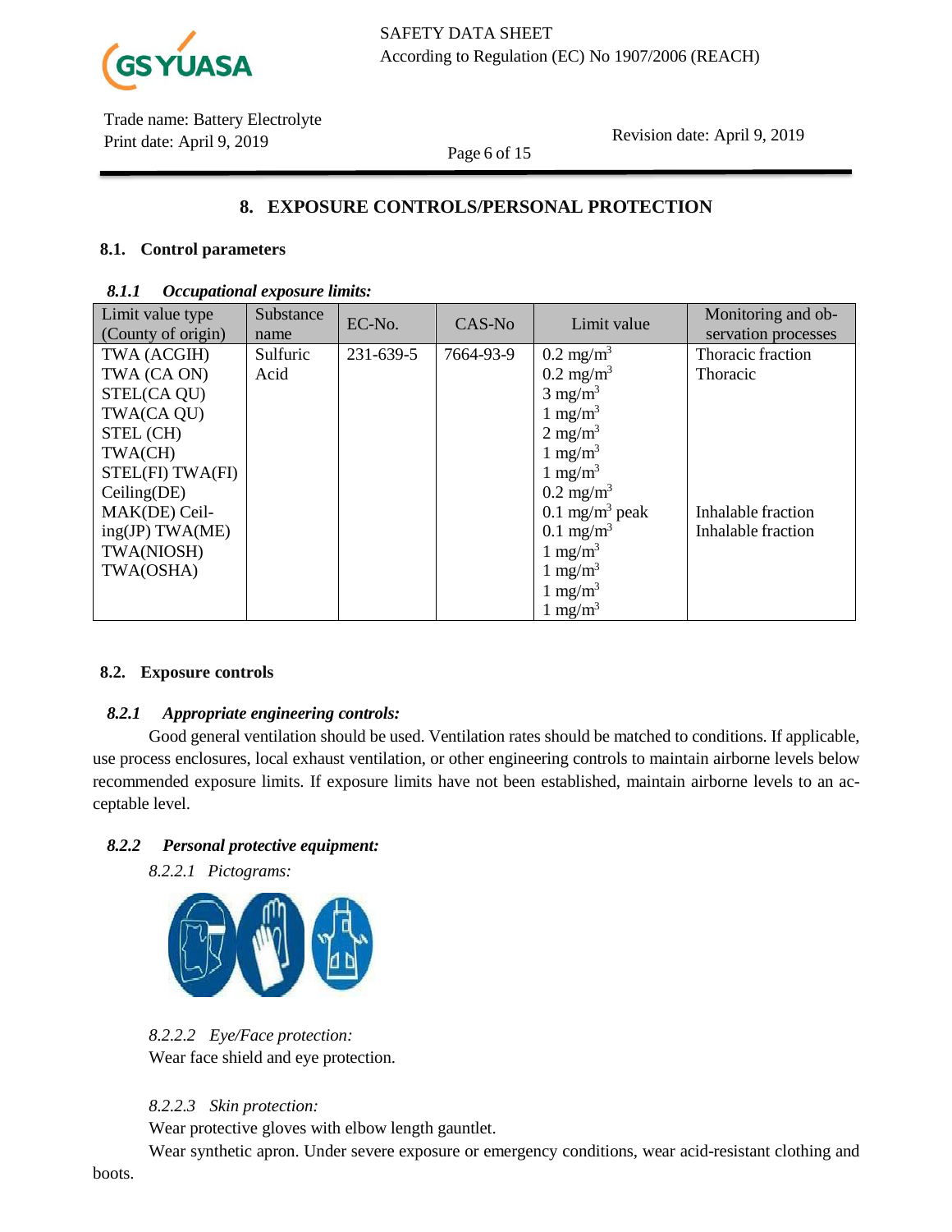## 8. EXPOSURE CONTROLS/PERSONAL PROTECTION

### 8.1. Control parameters

#### *8.1.1 Occupational exposure limits:*

| Limit value type (County of origin) | Substance name | EC-No. | CAS-No | Limit value | Monitoring and observation processes |
|---|---|---|---|---|---|
| TWA (ACGIH)<br>TWA (CA ON)<br>STEL(CA QU)<br>TWA(CA QU)<br>STEL (CH)<br>TWA(CH)<br>STEL(FI) TWA(FI)<br>Ceiling(DE)<br>MAK(DE) Ceiling(JP) TWA(ME)<br>TWA(NIOSH)<br>TWA(OSHA) | Sulfuric Acid | 231-639-5 | 7664-93-9 | 0.2 mg/m$^3$<br>0.2 mg/m$^3$<br>3 mg/m$^3$<br>1 mg/m$^3$<br>2 mg/m$^3$<br>1 mg/m$^3$<br>1 mg/m$^3$<br>0.2 mg/m$^3$<br>0.1 mg/m$^3$ peak<br>0.1 mg/m$^3$<br>1 mg/m$^3$<br>1 mg/m$^3$<br>1 mg/m$^3$<br>1 mg/m$^3$ | Thoracic fraction<br>Thoracic<br><br><br><br><br><br><br>Inhalable fraction<br>Inhalable fraction |

### 8.2. Exposure controls

#### *8.2.1 Appropriate engineering controls:*

Good general ventilation should be used. Ventilation rates should be matched to conditions. If applicable, use process enclosures, local exhaust ventilation, or other engineering controls to maintain airborne levels below recommended exposure limits. If exposure limits have not been established, maintain airborne levels to an acceptable level.

#### *8.2.2 Personal protective equipment:*

*8.2.2.1 Pictograms:*

*8.2.2.2 Eye/Face protection:*

Wear face shield and eye protection.

*8.2.2.3 Skin protection:*

Wear protective gloves with elbow length gauntlet.

Wear synthetic apron. Under severe exposure or emergency conditions, wear acid-resistant clothing and boots.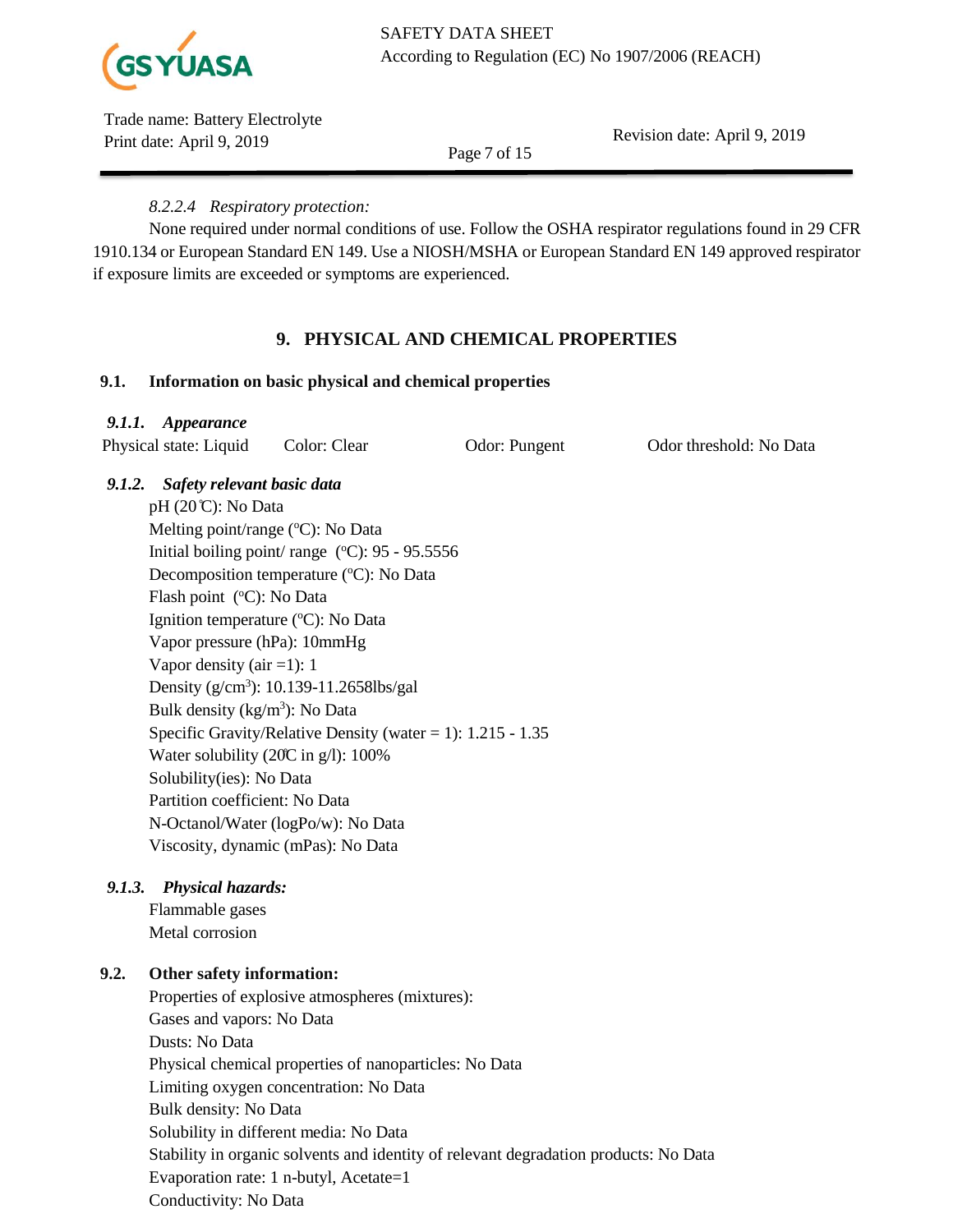*8.2.2.4 Respiratory protection:*

None required under normal conditions of use. Follow the OSHA respirator regulations found in 29 CFR 1910.134 or European Standard EN 149. Use a NIOSH/MSHA or European Standard EN 149 approved respirator if exposure limits are exceeded or symptoms are experienced.

## 9. PHYSICAL AND CHEMICAL PROPERTIES

### 9.1. Information on basic physical and chemical properties

#### *9.1.1. Appearance*

Physical state: Liquid  Color: Clear  Odor: Pungent  Odor threshold: No Data

#### *9.1.2. Safety relevant basic data*

pH (20℃): No Data
Melting point/range (°C): No Data
Initial boiling point/ range (°C): 95 - 95.5556
Decomposition temperature (°C): No Data
Flash point (°C): No Data
Ignition temperature (°C): No Data
Vapor pressure (hPa): 10mmHg
Vapor density (air =1): 1
Density (g/cm$^3$): 10.139-11.2658lbs/gal
Bulk density (kg/m$^3$): No Data
Specific Gravity/Relative Density (water = 1): 1.215 - 1.35
Water solubility (20℃ in g/l): 100%
Solubility(ies): No Data
Partition coefficient: No Data
N-Octanol/Water (logPo/w): No Data
Viscosity, dynamic (mPas): No Data

#### *9.1.3. Physical hazards:*

Flammable gases
Metal corrosion

### 9.2. Other safety information:

Properties of explosive atmospheres (mixtures):
Gases and vapors: No Data
Dusts: No Data
Physical chemical properties of nanoparticles: No Data
Limiting oxygen concentration: No Data
Bulk density: No Data
Solubility in different media: No Data
Stability in organic solvents and identity of relevant degradation products: No Data
Evaporation rate: 1 n-butyl, Acetate=1
Conductivity: No Data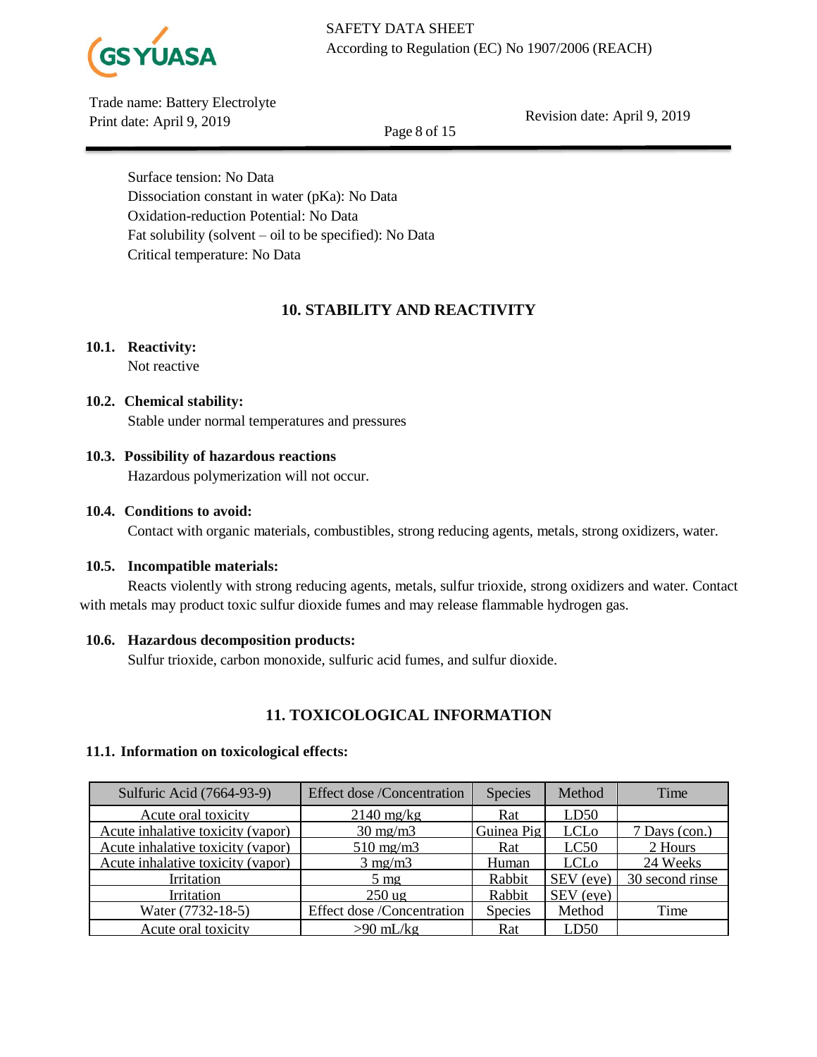Surface tension: No Data
Dissociation constant in water (pKa): No Data
Oxidation-reduction Potential: No Data
Fat solubility (solvent – oil to be specified): No Data
Critical temperature: No Data

## 10. STABILITY AND REACTIVITY

**10.1. Reactivity:**

Not reactive

**10.2. Chemical stability:**

Stable under normal temperatures and pressures

**10.3. Possibility of hazardous reactions**

Hazardous polymerization will not occur.

**10.4. Conditions to avoid:**

Contact with organic materials, combustibles, strong reducing agents, metals, strong oxidizers, water.

**10.5. Incompatible materials:**

Reacts violently with strong reducing agents, metals, sulfur trioxide, strong oxidizers and water. Contact with metals may product toxic sulfur dioxide fumes and may release flammable hydrogen gas.

**10.6. Hazardous decomposition products:**

Sulfur trioxide, carbon monoxide, sulfuric acid fumes, and sulfur dioxide.

## 11. TOXICOLOGICAL INFORMATION

**11.1. Information on toxicological effects:**

| Sulfuric Acid (7664-93-9) | Effect dose /Concentration | Species | Method | Time |
|---|---|---|---|---|
| Acute oral toxicity | 2140 mg/kg | Rat | LD50 | |
| Acute inhalative toxicity (vapor) | 30 mg/m3 | Guinea Pig | LCLo | 7 Days (con.) |
| Acute inhalative toxicity (vapor) | 510 mg/m3 | Rat | LC50 | 2 Hours |
| Acute inhalative toxicity (vapor) | 3 mg/m3 | Human | LCLo | 24 Weeks |
| Irritation | 5 mg | Rabbit | SEV (eye) | 30 second rinse |
| Irritation | 250 ug | Rabbit | SEV (eye) | |
| Water (7732-18-5) | Effect dose /Concentration | Species | Method | Time |
| Acute oral toxicity | >90 mL/kg | Rat | LD50 | |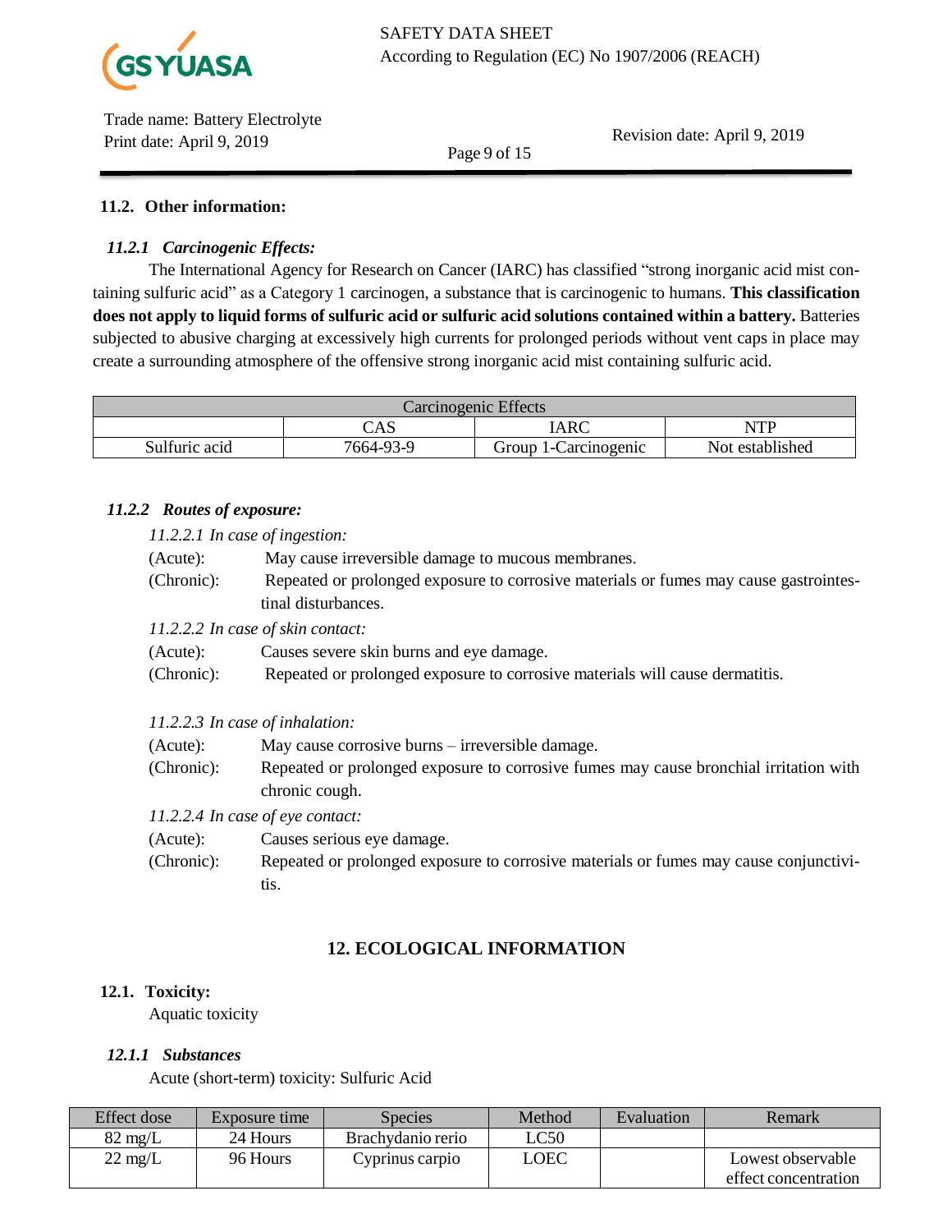## 11.2. Other information:

### *11.2.1 Carcinogenic Effects:*

The International Agency for Research on Cancer (IARC) has classified "strong inorganic acid mist containing sulfuric acid" as a Category 1 carcinogen, a substance that is carcinogenic to humans. **This classification does not apply to liquid forms of sulfuric acid or sulfuric acid solutions contained within a battery.** Batteries subjected to abusive charging at excessively high currents for prolonged periods without vent caps in place may create a surrounding atmosphere of the offensive strong inorganic acid mist containing sulfuric acid.

| Carcinogenic Effects | | | |
|---|---|---|---|
| | CAS | IARC | NTP |
| Sulfuric acid | 7664-93-9 | Group 1-Carcinogenic | Not established |

### *11.2.2 Routes of exposure:*

*11.2.2.1 In case of ingestion:*

(Acute): May cause irreversible damage to mucous membranes.

(Chronic): Repeated or prolonged exposure to corrosive materials or fumes may cause gastrointestinal disturbances.

*11.2.2.2 In case of skin contact:*

(Acute): Causes severe skin burns and eye damage.

(Chronic): Repeated or prolonged exposure to corrosive materials will cause dermatitis.

*11.2.2.3 In case of inhalation:*

(Acute): May cause corrosive burns – irreversible damage.

(Chronic): Repeated or prolonged exposure to corrosive fumes may cause bronchial irritation with chronic cough.

*11.2.2.4 In case of eye contact:*

(Acute): Causes serious eye damage.

(Chronic): Repeated or prolonged exposure to corrosive materials or fumes may cause conjunctivitis.

# 12. ECOLOGICAL INFORMATION

## 12.1. Toxicity:

Aquatic toxicity

### *12.1.1 Substances*

Acute (short-term) toxicity: Sulfuric Acid

| Effect dose | Exposure time | Species | Method | Evaluation | Remark |
|---|---|---|---|---|---|
| 82 mg/L | 24 Hours | Brachydanio rerio | LC50 | | |
| 22 mg/L | 96 Hours | Cyprinus carpio | LOEC | | Lowest observable effect concentration |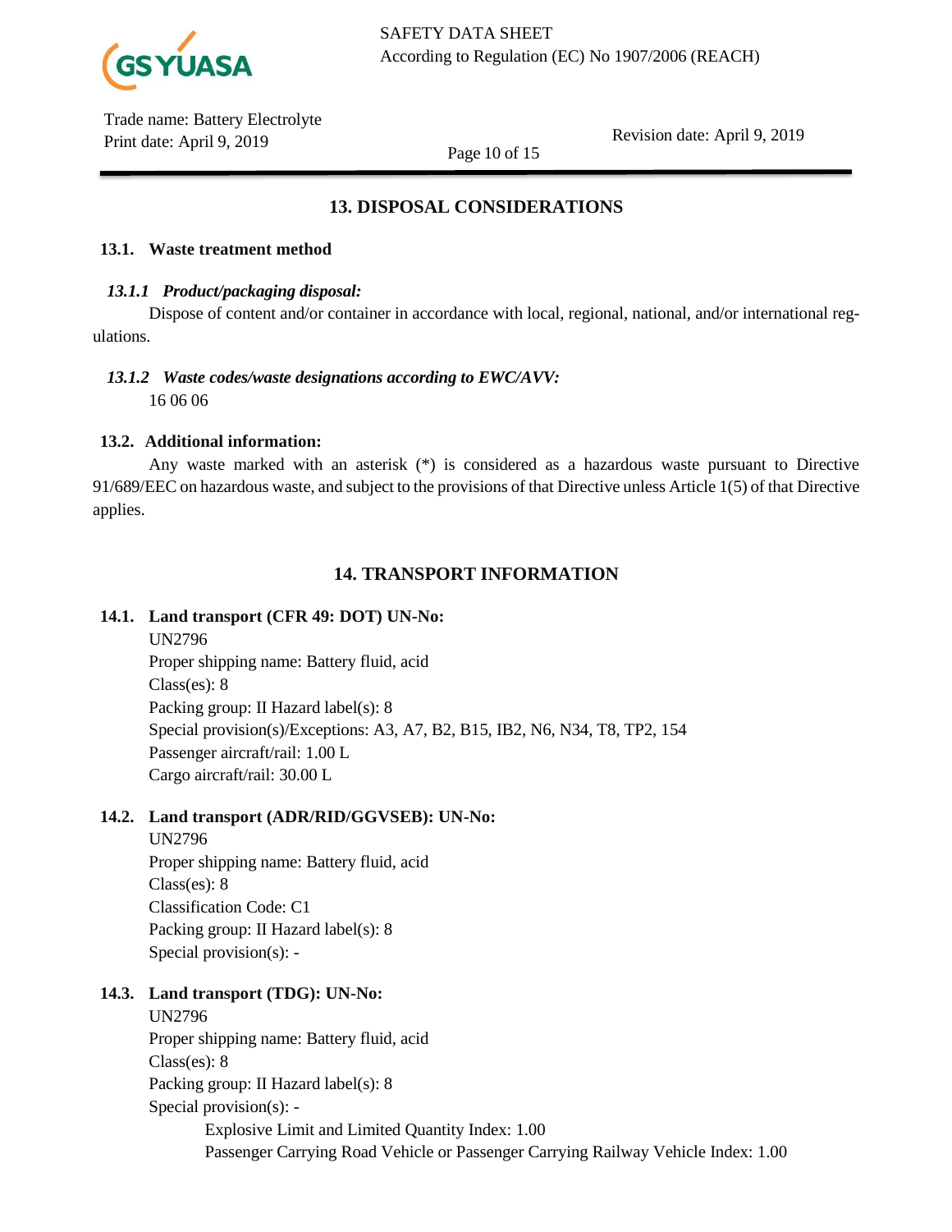## 13. DISPOSAL CONSIDERATIONS

### 13.1. Waste treatment method

#### *13.1.1 Product/packaging disposal:*

Dispose of content and/or container in accordance with local, regional, national, and/or international regulations.

#### *13.1.2 Waste codes/waste designations according to EWC/AVV:*

16 06 06

### 13.2. Additional information:

Any waste marked with an asterisk (*) is considered as a hazardous waste pursuant to Directive 91/689/EEC on hazardous waste, and subject to the provisions of that Directive unless Article 1(5) of that Directive applies.

## 14. TRANSPORT INFORMATION

### 14.1. Land transport (CFR 49: DOT) UN-No:

UN2796
Proper shipping name: Battery fluid, acid
Class(es): 8
Packing group: II Hazard label(s): 8
Special provision(s)/Exceptions: A3, A7, B2, B15, IB2, N6, N34, T8, TP2, 154
Passenger aircraft/rail: 1.00 L
Cargo aircraft/rail: 30.00 L

### 14.2. Land transport (ADR/RID/GGVSEB): UN-No:

UN2796
Proper shipping name: Battery fluid, acid
Class(es): 8
Classification Code: C1
Packing group: II Hazard label(s): 8
Special provision(s): -

### 14.3. Land transport (TDG): UN-No:

UN2796
Proper shipping name: Battery fluid, acid
Class(es): 8
Packing group: II Hazard label(s): 8
Special provision(s): -

Explosive Limit and Limited Quantity Index: 1.00
Passenger Carrying Road Vehicle or Passenger Carrying Railway Vehicle Index: 1.00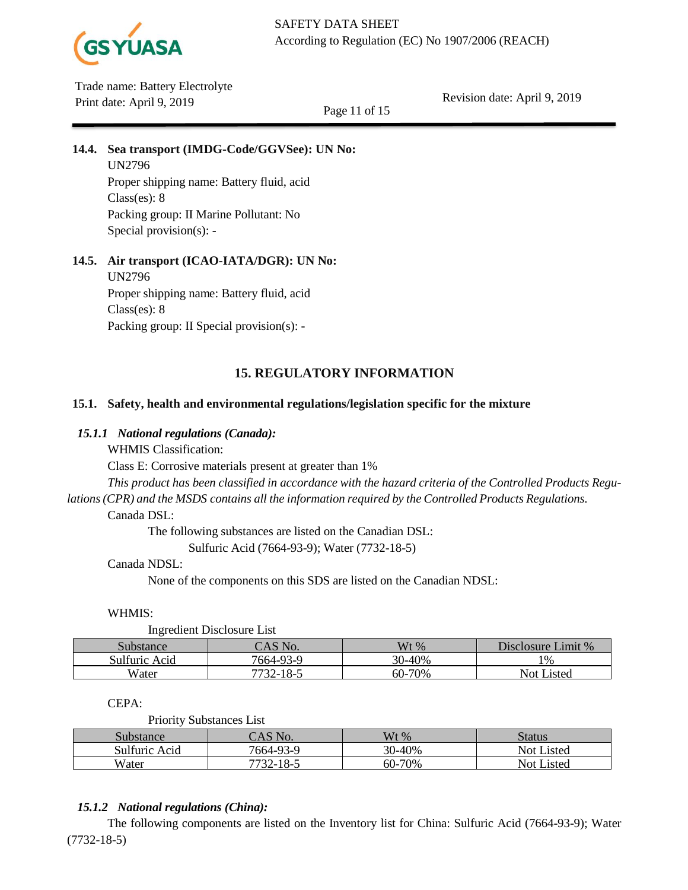**14.4. Sea transport (IMDG-Code/GGVSee): UN No:**
UN2796
Proper shipping name: Battery fluid, acid
Class(es): 8
Packing group: II Marine Pollutant: No
Special provision(s): -

**14.5. Air transport (ICAO-IATA/DGR): UN No:**
UN2796
Proper shipping name: Battery fluid, acid
Class(es): 8
Packing group: II Special provision(s): -

## 15. REGULATORY INFORMATION

### 15.1. Safety, health and environmental regulations/legislation specific for the mixture

#### *15.1.1 National regulations (Canada):*

WHMIS Classification:

Class E: Corrosive materials present at greater than 1%

*This product has been classified in accordance with the hazard criteria of the Controlled Products Regulations (CPR) and the MSDS contains all the information required by the Controlled Products Regulations.*

Canada DSL:

The following substances are listed on the Canadian DSL:

Sulfuric Acid (7664-93-9); Water (7732-18-5)

Canada NDSL:

None of the components on this SDS are listed on the Canadian NDSL:

WHMIS:

Ingredient Disclosure List

| Substance | CAS No. | Wt % | Disclosure Limit % |
|---|---|---|---|
| Sulfuric Acid | 7664-93-9 | 30-40% | 1% |
| Water | 7732-18-5 | 60-70% | Not Listed |

CEPA:

Priority Substances List

| Substance | CAS No. | Wt % | Status |
|---|---|---|---|
| Sulfuric Acid | 7664-93-9 | 30-40% | Not Listed |
| Water | 7732-18-5 | 60-70% | Not Listed |

#### *15.1.2 National regulations (China):*

The following components are listed on the Inventory list for China: Sulfuric Acid (7664-93-9); Water (7732-18-5)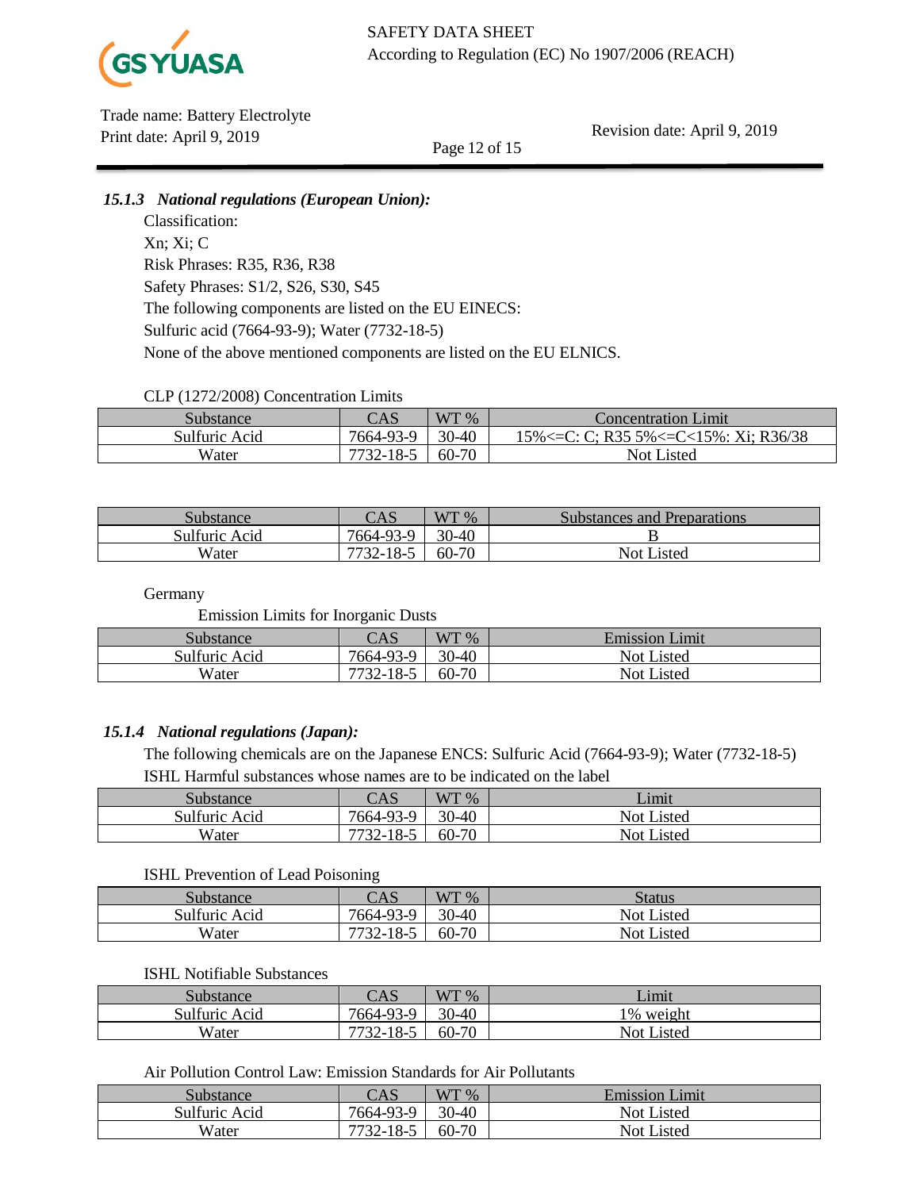### 15.1.3 *National regulations (European Union):*

Classification:

Xn; Xi; C

Risk Phrases: R35, R36, R38

Safety Phrases: S1/2, S26, S30, S45

The following components are listed on the EU EINECS:

Sulfuric acid (7664-93-9); Water (7732-18-5)

None of the above mentioned components are listed on the EU ELNICS.

CLP (1272/2008) Concentration Limits

| Substance | CAS | WT % | Concentration Limit |
|---|---|---|---|
| Sulfuric Acid | 7664-93-9 | 30-40 | 15%<=C: C; R35 5%<=C<15%: Xi; R36/38 |
| Water | 7732-18-5 | 60-70 | Not Listed |

| Substance | CAS | WT % | Substances and Preparations |
|---|---|---|---|
| Sulfuric Acid | 7664-93-9 | 30-40 | B |
| Water | 7732-18-5 | 60-70 | Not Listed |

Germany

Emission Limits for Inorganic Dusts

| Substance | CAS | WT % | Emission Limit |
|---|---|---|---|
| Sulfuric Acid | 7664-93-9 | 30-40 | Not Listed |
| Water | 7732-18-5 | 60-70 | Not Listed |

### 15.1.4 *National regulations (Japan):*

The following chemicals are on the Japanese ENCS: Sulfuric Acid (7664-93-9); Water (7732-18-5)

ISHL Harmful substances whose names are to be indicated on the label

| Substance | CAS | WT % | Limit |
|---|---|---|---|
| Sulfuric Acid | 7664-93-9 | 30-40 | Not Listed |
| Water | 7732-18-5 | 60-70 | Not Listed |

ISHL Prevention of Lead Poisoning

| Substance | CAS | WT % | Status |
|---|---|---|---|
| Sulfuric Acid | 7664-93-9 | 30-40 | Not Listed |
| Water | 7732-18-5 | 60-70 | Not Listed |

ISHL Notifiable Substances

| Substance | CAS | WT % | Limit |
|---|---|---|---|
| Sulfuric Acid | 7664-93-9 | 30-40 | 1% weight |
| Water | 7732-18-5 | 60-70 | Not Listed |

Air Pollution Control Law: Emission Standards for Air Pollutants

| Substance | CAS | WT % | Emission Limit |
|---|---|---|---|
| Sulfuric Acid | 7664-93-9 | 30-40 | Not Listed |
| Water | 7732-18-5 | 60-70 | Not Listed |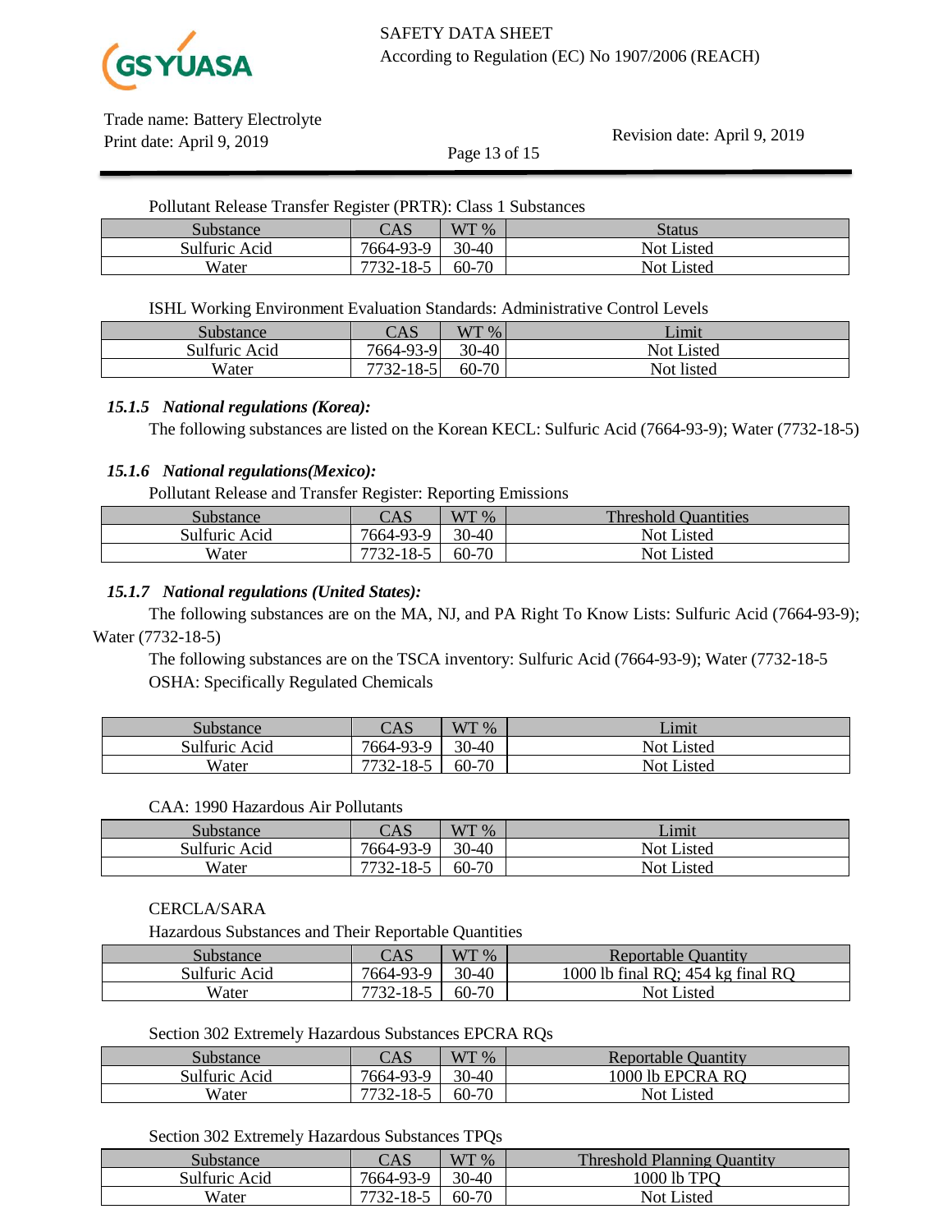Pollutant Release Transfer Register (PRTR): Class 1 Substances

| Substance | CAS | WT % | Status |
|---|---|---|---|
| Sulfuric Acid | 7664-93-9 | 30-40 | Not Listed |
| Water | 7732-18-5 | 60-70 | Not Listed |

ISHL Working Environment Evaluation Standards: Administrative Control Levels

| Substance | CAS | WT % | Limit |
|---|---|---|---|
| Sulfuric Acid | 7664-93-9 | 30-40 | Not Listed |
| Water | 7732-18-5 | 60-70 | Not listed |

### *15.1.5 National regulations (Korea):*

The following substances are listed on the Korean KECL: Sulfuric Acid (7664-93-9); Water (7732-18-5)

### *15.1.6 National regulations(Mexico):*

Pollutant Release and Transfer Register: Reporting Emissions

| Substance | CAS | WT % | Threshold Quantities |
|---|---|---|---|
| Sulfuric Acid | 7664-93-9 | 30-40 | Not Listed |
| Water | 7732-18-5 | 60-70 | Not Listed |

### *15.1.7 National regulations (United States):*

The following substances are on the MA, NJ, and PA Right To Know Lists: Sulfuric Acid (7664-93-9); Water (7732-18-5)

The following substances are on the TSCA inventory: Sulfuric Acid (7664-93-9); Water (7732-18-5

OSHA: Specifically Regulated Chemicals

| Substance | CAS | WT % | Limit |
|---|---|---|---|
| Sulfuric Acid | 7664-93-9 | 30-40 | Not Listed |
| Water | 7732-18-5 | 60-70 | Not Listed |

CAA: 1990 Hazardous Air Pollutants

| Substance | CAS | WT % | Limit |
|---|---|---|---|
| Sulfuric Acid | 7664-93-9 | 30-40 | Not Listed |
| Water | 7732-18-5 | 60-70 | Not Listed |

CERCLA/SARA

Hazardous Substances and Their Reportable Quantities

| Substance | CAS | WT % | Reportable Quantity |
|---|---|---|---|
| Sulfuric Acid | 7664-93-9 | 30-40 | 1000 lb final RQ; 454 kg final RQ |
| Water | 7732-18-5 | 60-70 | Not Listed |

Section 302 Extremely Hazardous Substances EPCRA RQs

| Substance | CAS | WT % | Reportable Quantity |
|---|---|---|---|
| Sulfuric Acid | 7664-93-9 | 30-40 | 1000 lb EPCRA RQ |
| Water | 7732-18-5 | 60-70 | Not Listed |

Section 302 Extremely Hazardous Substances TPQs

| Substance | CAS | WT % | Threshold Planning Quantity |
|---|---|---|---|
| Sulfuric Acid | 7664-93-9 | 30-40 | 1000 lb TPQ |
| Water | 7732-18-5 | 60-70 | Not Listed |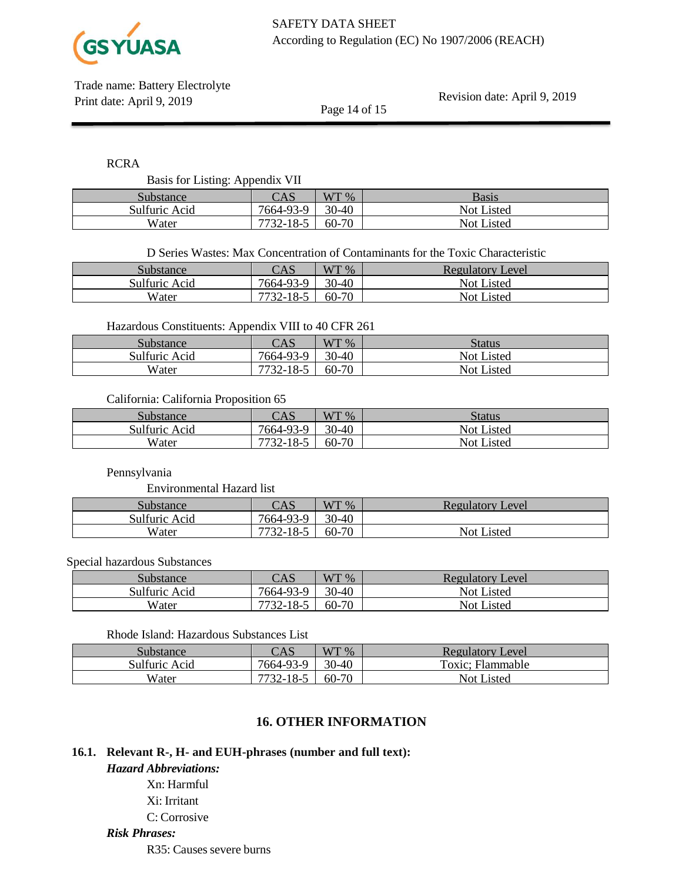RCRA

Basis for Listing: Appendix VII

| Substance | CAS | WT % | Basis |
|---|---|---|---|
| Sulfuric Acid | 7664-93-9 | 30-40 | Not Listed |
| Water | 7732-18-5 | 60-70 | Not Listed |

D Series Wastes: Max Concentration of Contaminants for the Toxic Characteristic

| Substance | CAS | WT % | Regulatory Level |
|---|---|---|---|
| Sulfuric Acid | 7664-93-9 | 30-40 | Not Listed |
| Water | 7732-18-5 | 60-70 | Not Listed |

Hazardous Constituents: Appendix VIII to 40 CFR 261

| Substance | CAS | WT % | Status |
|---|---|---|---|
| Sulfuric Acid | 7664-93-9 | 30-40 | Not Listed |
| Water | 7732-18-5 | 60-70 | Not Listed |

California: California Proposition 65

| Substance | CAS | WT % | Status |
|---|---|---|---|
| Sulfuric Acid | 7664-93-9 | 30-40 | Not Listed |
| Water | 7732-18-5 | 60-70 | Not Listed |

Pennsylvania

Environmental Hazard list

| Substance | CAS | WT % | Regulatory Level |
|---|---|---|---|
| Sulfuric Acid | 7664-93-9 | 30-40 | |
| Water | 7732-18-5 | 60-70 | Not Listed |

Special hazardous Substances

| Substance | CAS | WT % | Regulatory Level |
|---|---|---|---|
| Sulfuric Acid | 7664-93-9 | 30-40 | Not Listed |
| Water | 7732-18-5 | 60-70 | Not Listed |

Rhode Island: Hazardous Substances List

| Substance | CAS | WT % | Regulatory Level |
|---|---|---|---|
| Sulfuric Acid | 7664-93-9 | 30-40 | Toxic; Flammable |
| Water | 7732-18-5 | 60-70 | Not Listed |

## 16. OTHER INFORMATION

### 16.1. Relevant R-, H- and EUH-phrases (number and full text):

***Hazard Abbreviations:***

Xn: Harmful

Xi: Irritant

C: Corrosive

***Risk Phrases:***

R35: Causes severe burns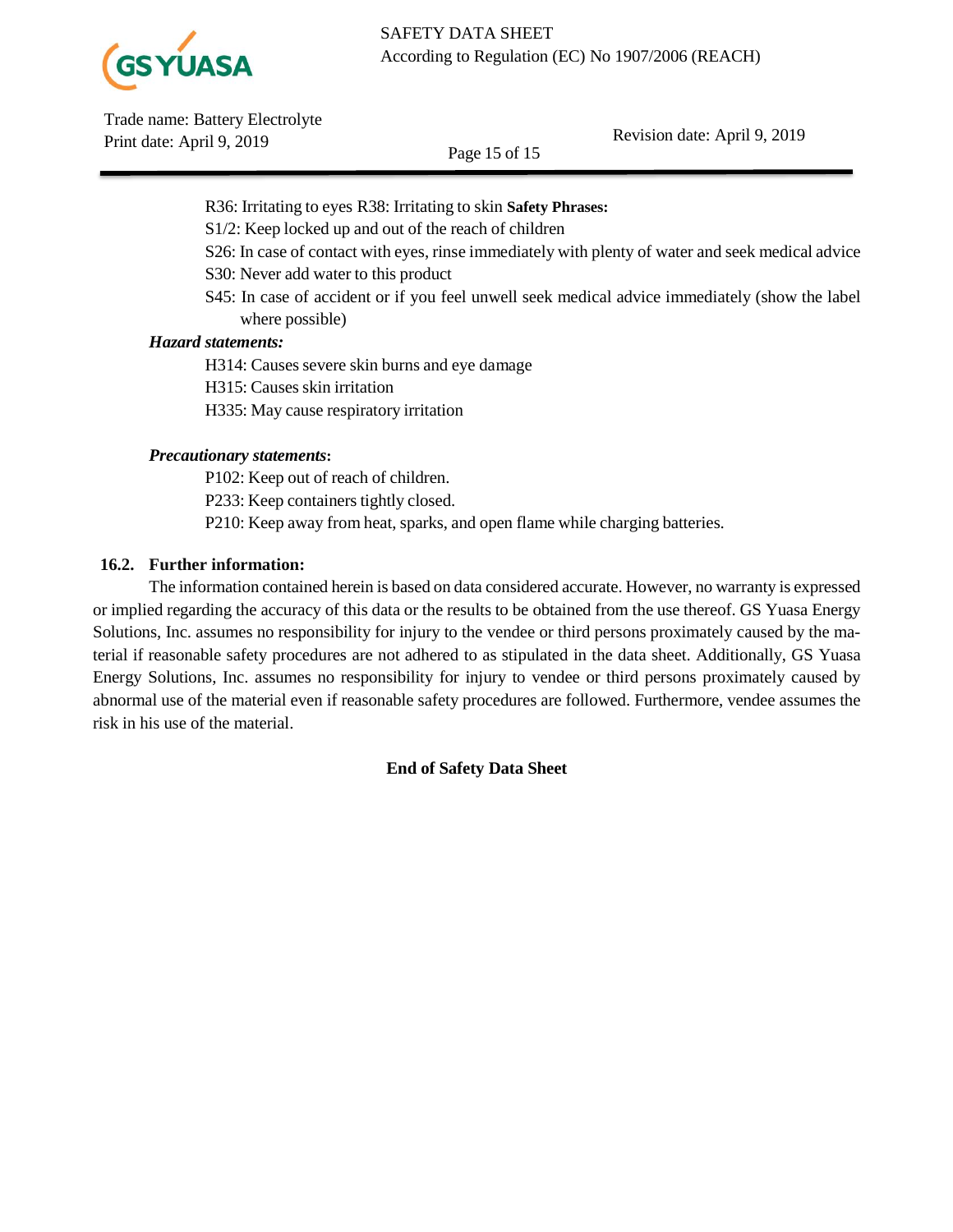R36: Irritating to eyes R38: Irritating to skin **Safety Phrases:**

S1/2: Keep locked up and out of the reach of children

S26: In case of contact with eyes, rinse immediately with plenty of water and seek medical advice

S30: Never add water to this product

S45: In case of accident or if you feel unwell seek medical advice immediately (show the label where possible)

***Hazard statements:***

H314: Causes severe skin burns and eye damage

H315: Causes skin irritation

H335: May cause respiratory irritation

***Precautionary statements*:**

P102: Keep out of reach of children.

P233: Keep containers tightly closed.

P210: Keep away from heat, sparks, and open flame while charging batteries.

### 16.2. Further information:

The information contained herein is based on data considered accurate. However, no warranty is expressed or implied regarding the accuracy of this data or the results to be obtained from the use thereof. GS Yuasa Energy Solutions, Inc. assumes no responsibility for injury to the vendee or third persons proximately caused by the material if reasonable safety procedures are not adhered to as stipulated in the data sheet. Additionally, GS Yuasa Energy Solutions, Inc. assumes no responsibility for injury to vendee or third persons proximately caused by abnormal use of the material even if reasonable safety procedures are followed. Furthermore, vendee assumes the risk in his use of the material.

**End of Safety Data Sheet**